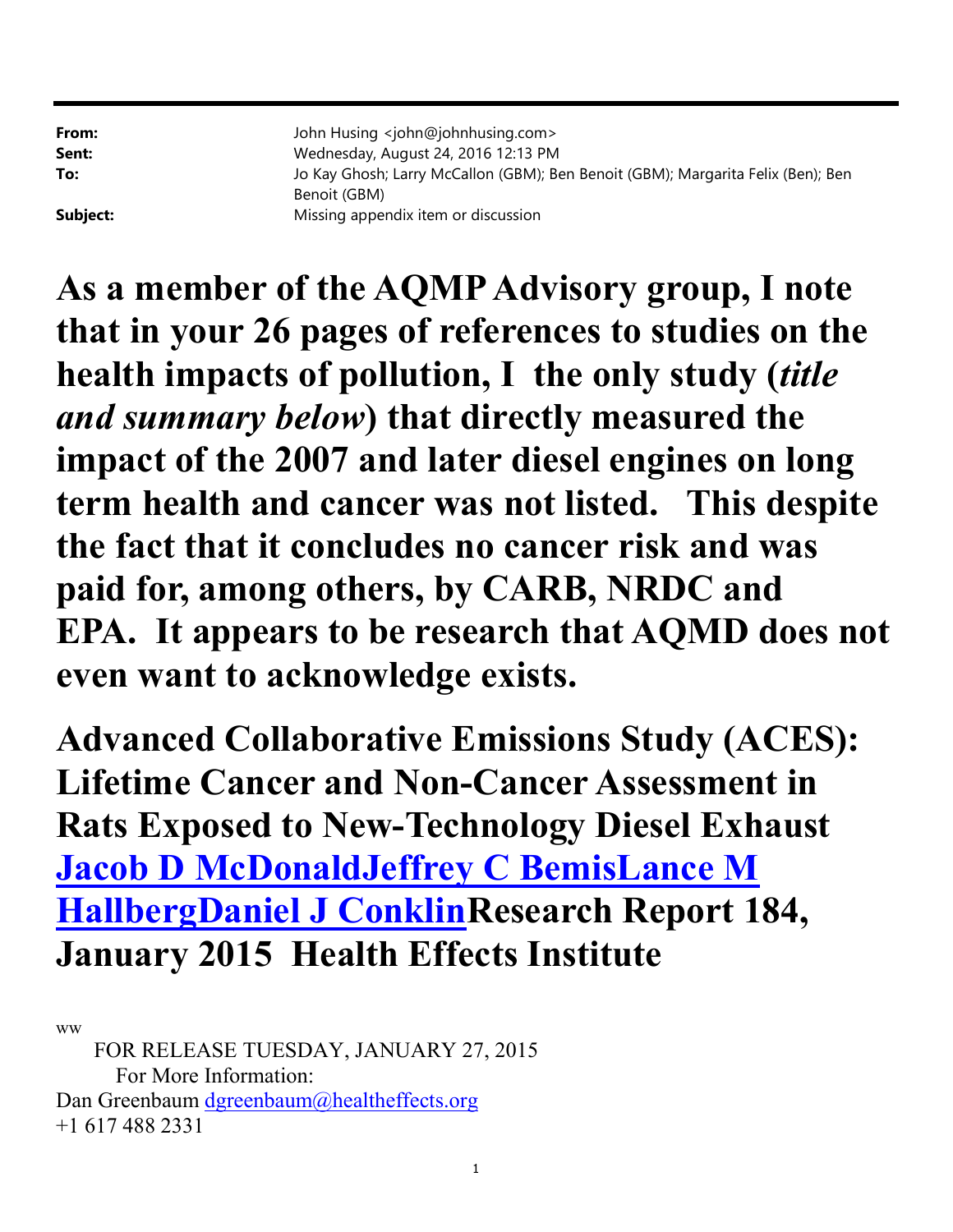| | |
|---|---|
| **From:** | John Husing <john@johnhusing.com> |
| **Sent:** | Wednesday, August 24, 2016 12:13 PM |
| **To:** | Jo Kay Ghosh; Larry McCallon (GBM); Ben Benoit (GBM); Margarita Felix (Ben); Ben Benoit (GBM) |
| **Subject:** | Missing appendix item or discussion |

**As a member of the AQMP Advisory group, I note that in your 26 pages of references to studies on the health impacts of pollution, I the only study (*title and summary below*) that directly measured the impact of the 2007 and later diesel engines on long term health and cancer was not listed. This despite the fact that it concludes no cancer risk and was paid for, among others, by CARB, NRDC and EPA. It appears to be research that AQMD does not even want to acknowledge exists.**

**Advanced Collaborative Emissions Study (ACES): Lifetime Cancer and Non-Cancer Assessment in Rats Exposed to New-Technology Diesel Exhaust** **Jacob D McDonaldJeffrey C BemisLance M HallbergDaniel J Conklin** **Research Report 184, January 2015 Health Effects Institute**

ww

FOR RELEASE TUESDAY, JANUARY 27, 2015
For More Information:
Dan Greenbaum dgreenbaum@healtheffects.org
+1 617 488 2331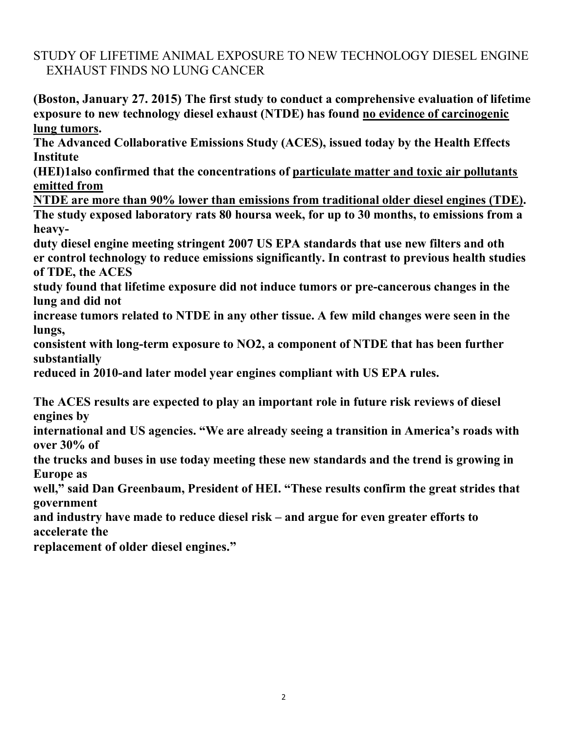# STUDY OF LIFETIME ANIMAL EXPOSURE TO NEW TECHNOLOGY DIESEL ENGINE EXHAUST FINDS NO LUNG CANCER

**(Boston, January 27. 2015) The first study to conduct a comprehensive evaluation of lifetime exposure to new technology diesel exhaust (NTDE) has found no evidence of carcinogenic lung tumors.**

**The Advanced Collaborative Emissions Study (ACES), issued today by the Health Effects Institute (HEI)1also confirmed that the concentrations of particulate matter and toxic air pollutants emitted from NTDE are more than 90% lower than emissions from traditional older diesel engines (TDE). The study exposed laboratory rats 80 hoursa week, for up to 30 months, to emissions from a heavy-duty diesel engine meeting stringent 2007 US EPA standards that use new filters and oth er control technology to reduce emissions significantly. In contrast to previous health studies of TDE, the ACES study found that lifetime exposure did not induce tumors or pre-cancerous changes in the lung and did not increase tumors related to NTDE in any other tissue. A few mild changes were seen in the lungs, consistent with long-term exposure to $NO_2$, a component of NTDE that has been further substantially reduced in 2010-and later model year engines compliant with US EPA rules.**

**The ACES results are expected to play an important role in future risk reviews of diesel engines by international and US agencies. "We are already seeing a transition in America's roads with over 30% of the trucks and buses in use today meeting these new standards and the trend is growing in Europe as well," said Dan Greenbaum, President of HEI. "These results confirm the great strides that government and industry have made to reduce diesel risk – and argue for even greater efforts to accelerate the replacement of older diesel engines."**